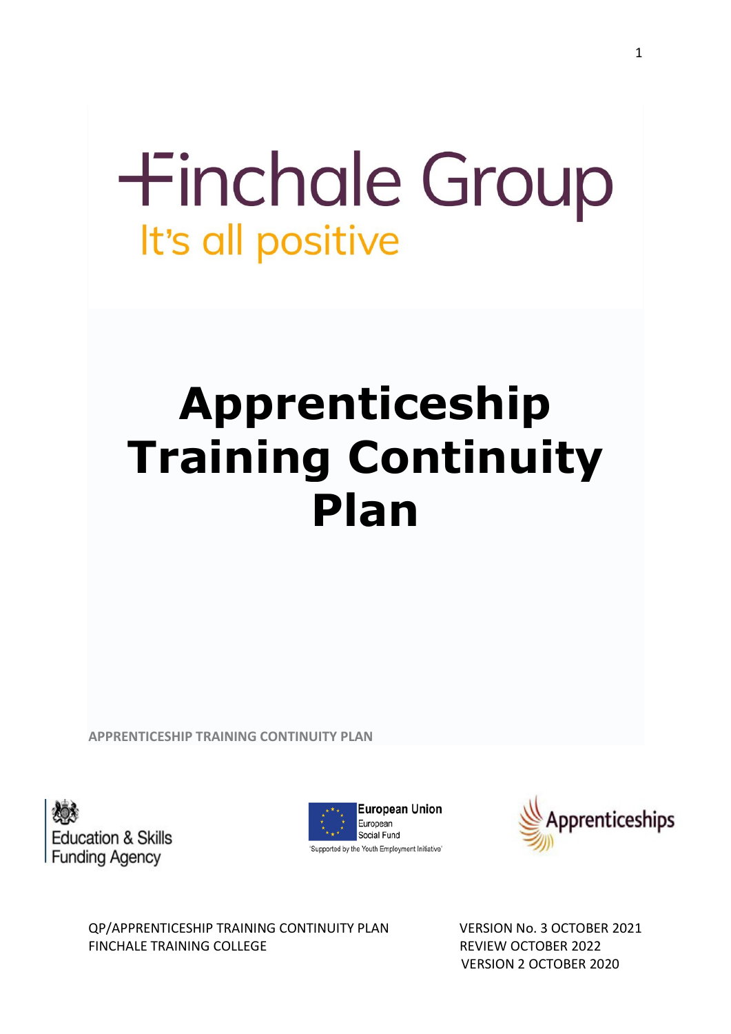# Finchale Group

It's all positive

# Apprenticeship Training Continuity Plan

**APPRENTICESHIP TRAINING CONTINUITY PLAN**

Education & Skills Funding Agency

European Union
European Social Fund
'Supported by the Youth Employment Initiative'

Apprenticeships

QP/APPRENTICESHIP TRAINING CONTINUITY PLAN
FINCHALE TRAINING COLLEGE

VERSION No. 3 OCTOBER 2021
REVIEW OCTOBER 2022
VERSION 2 OCTOBER 2020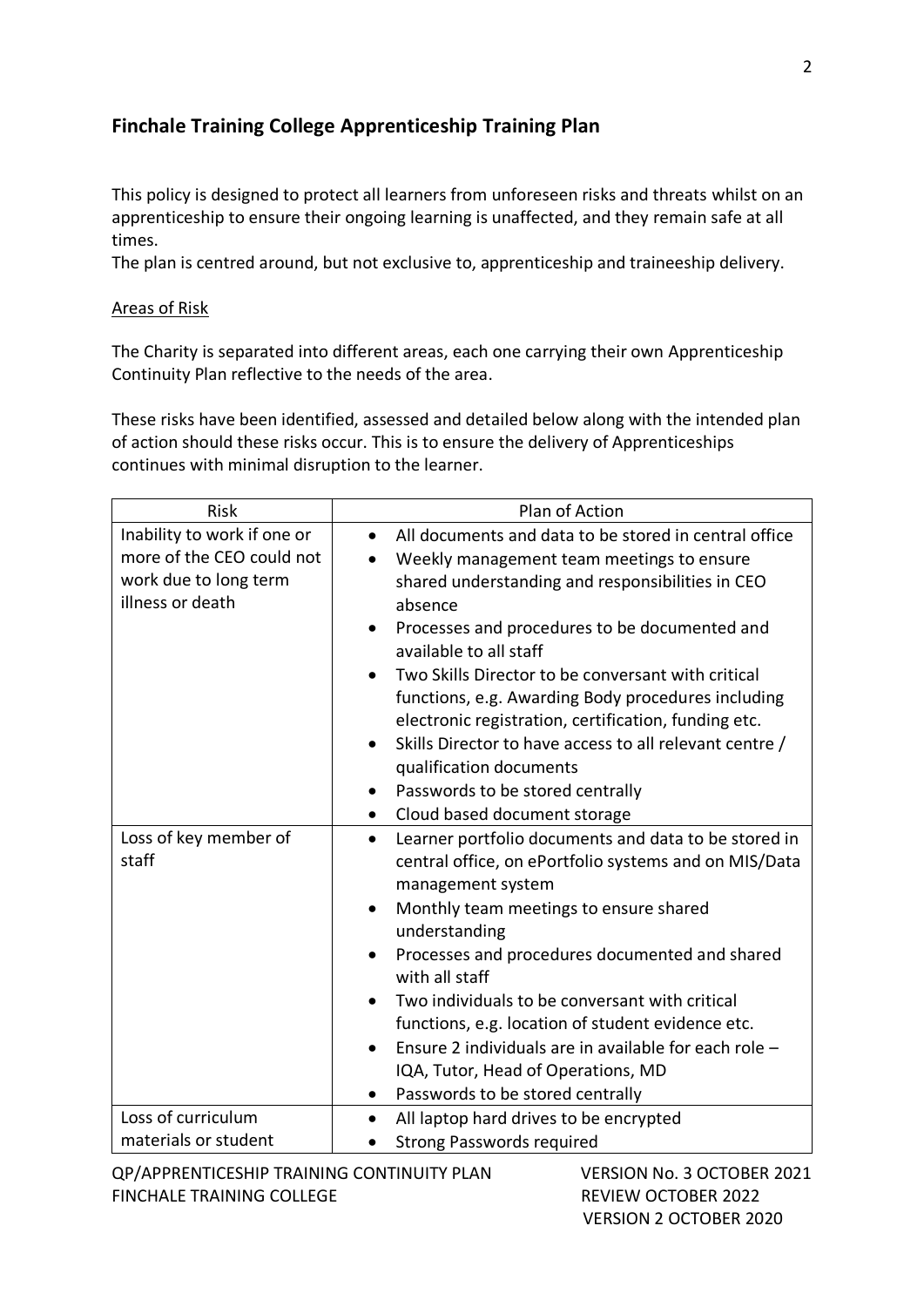## Finchale Training College Apprenticeship Training Plan

This policy is designed to protect all learners from unforeseen risks and threats whilst on an apprenticeship to ensure their ongoing learning is unaffected, and they remain safe at all times.
The plan is centred around, but not exclusive to, apprenticeship and traineeship delivery.

Areas of Risk

The Charity is separated into different areas, each one carrying their own Apprenticeship Continuity Plan reflective to the needs of the area.

These risks have been identified, assessed and detailed below along with the intended plan of action should these risks occur. This is to ensure the delivery of Apprenticeships continues with minimal disruption to the learner.

| Risk | Plan of Action |
|---|---|
| Inability to work if one or more of the CEO could not work due to long term illness or death | • All documents and data to be stored in central office<br>• Weekly management team meetings to ensure shared understanding and responsibilities in CEO absence<br>• Processes and procedures to be documented and available to all staff<br>• Two Skills Director to be conversant with critical functions, e.g. Awarding Body procedures including electronic registration, certification, funding etc.<br>• Skills Director to have access to all relevant centre / qualification documents<br>• Passwords to be stored centrally<br>• Cloud based document storage |
| Loss of key member of staff | • Learner portfolio documents and data to be stored in central office, on ePortfolio systems and on MIS/Data management system<br>• Monthly team meetings to ensure shared understanding<br>• Processes and procedures documented and shared with all staff<br>• Two individuals to be conversant with critical functions, e.g. location of student evidence etc.<br>• Ensure 2 individuals are in available for each role – IQA, Tutor, Head of Operations, MD<br>• Passwords to be stored centrally |
| Loss of curriculum materials or student | • All laptop hard drives to be encrypted<br>• Strong Passwords required |

QP/APPRENTICESHIP TRAINING CONTINUITY PLAN VERSION No. 3 OCTOBER 2021
FINCHALE TRAINING COLLEGE REVIEW OCTOBER 2022
VERSION 2 OCTOBER 2020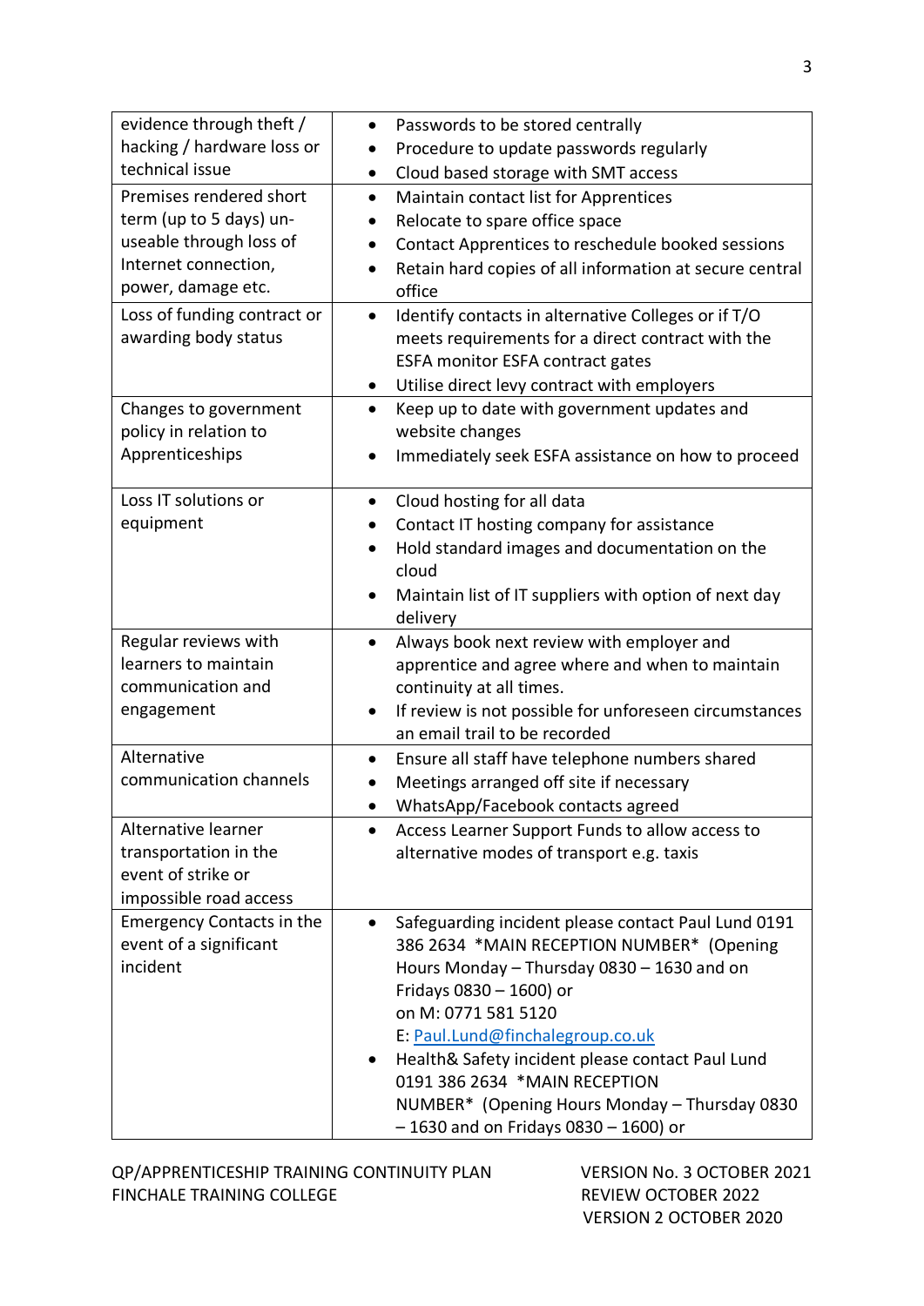| | |
|---|---|
| evidence through theft / hacking / hardware loss or technical issue | • Passwords to be stored centrally<br>• Procedure to update passwords regularly<br>• Cloud based storage with SMT access |
| Premises rendered short term (up to 5 days) un-useable through loss of Internet connection, power, damage etc. | • Maintain contact list for Apprentices<br>• Relocate to spare office space<br>• Contact Apprentices to reschedule booked sessions<br>• Retain hard copies of all information at secure central office |
| Loss of funding contract or awarding body status | • Identify contacts in alternative Colleges or if T/O meets requirements for a direct contract with the ESFA monitor ESFA contract gates<br>• Utilise direct levy contract with employers |
| Changes to government policy in relation to Apprenticeships | • Keep up to date with government updates and website changes<br>• Immediately seek ESFA assistance on how to proceed |
| Loss IT solutions or equipment | • Cloud hosting for all data<br>• Contact IT hosting company for assistance<br>• Hold standard images and documentation on the cloud<br>• Maintain list of IT suppliers with option of next day delivery |
| Regular reviews with learners to maintain communication and engagement | • Always book next review with employer and apprentice and agree where and when to maintain continuity at all times.<br>• If review is not possible for unforeseen circumstances an email trail to be recorded |
| Alternative communication channels | • Ensure all staff have telephone numbers shared<br>• Meetings arranged off site if necessary<br>• WhatsApp/Facebook contacts agreed |
| Alternative learner transportation in the event of strike or impossible road access | • Access Learner Support Funds to allow access to alternative modes of transport e.g. taxis |
| Emergency Contacts in the event of a significant incident | • Safeguarding incident please contact Paul Lund 0191 386 2634 *MAIN RECEPTION NUMBER* (Opening Hours Monday – Thursday 0830 – 1630 and on Fridays 0830 – 1600) or on M: 0771 581 5120 E: Paul.Lund@finchalegroup.co.uk<br>• Health& Safety incident please contact Paul Lund 0191 386 2634 *MAIN RECEPTION NUMBER* (Opening Hours Monday – Thursday 0830 – 1630 and on Fridays 0830 – 1600) or |

QP/APPRENTICESHIP TRAINING CONTINUITY PLAN
FINCHALE TRAINING COLLEGE

VERSION No. 3 OCTOBER 2021
REVIEW OCTOBER 2022
VERSION 2 OCTOBER 2020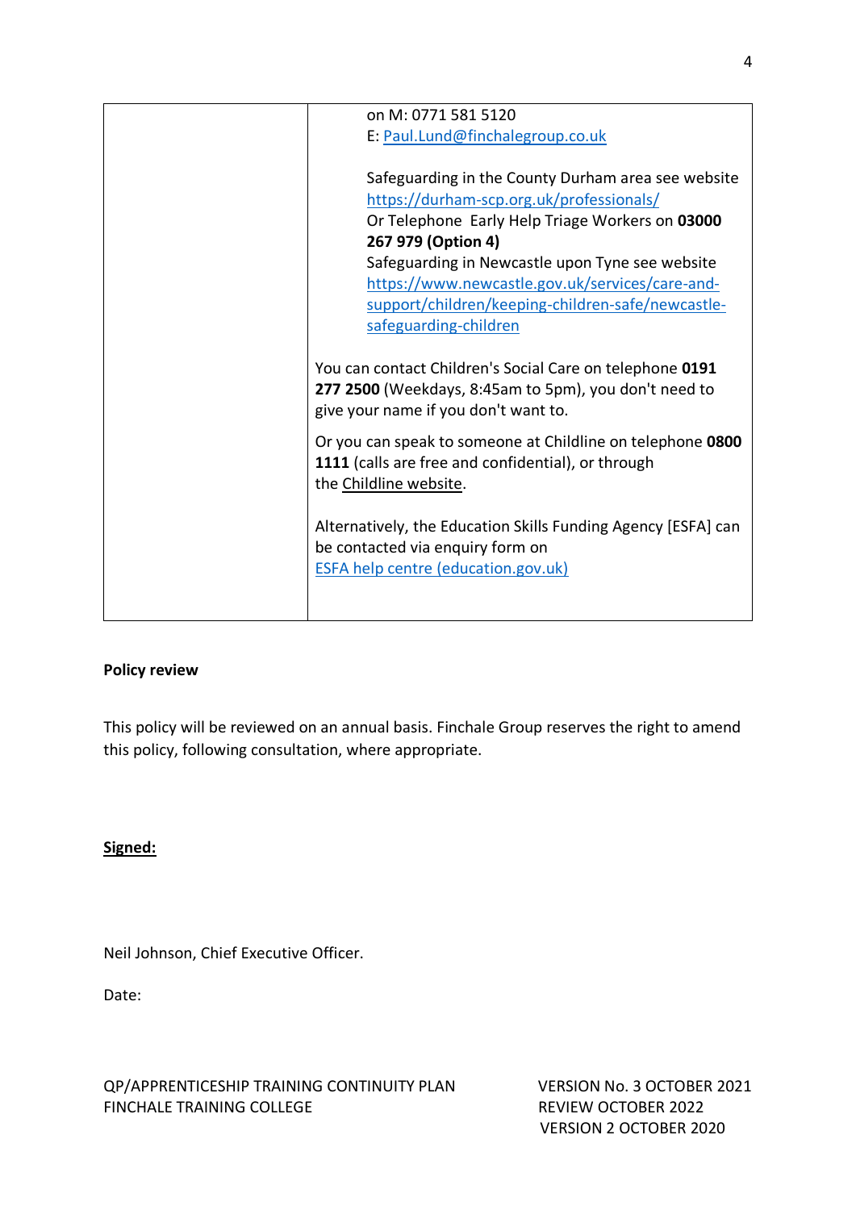| | |
|---|---|
| | on M: 0771 581 5120<br>E: Paul.Lund@finchalegroup.co.uk<br><br>Safeguarding in the County Durham area see website https://durham-scp.org.uk/professionals/<br>Or Telephone Early Help Triage Workers on **03000 267 979 (Option 4)**<br>Safeguarding in Newcastle upon Tyne see website https://www.newcastle.gov.uk/services/care-and-support/children/keeping-children-safe/newcastle-safeguarding-children<br><br>You can contact Children's Social Care on telephone **0191 277 2500** (Weekdays, 8:45am to 5pm), you don't need to give your name if you don't want to.<br><br>Or you can speak to someone at Childline on telephone **0800 1111** (calls are free and confidential), or through the Childline website.<br><br>Alternatively, the Education Skills Funding Agency [ESFA] can be contacted via enquiry form on ESFA help centre (education.gov.uk) |

**Policy review**

This policy will be reviewed on an annual basis. Finchale Group reserves the right to amend this policy, following consultation, where appropriate.

**Signed:**

Neil Johnson, Chief Executive Officer.

Date:

QP/APPRENTICESHIP TRAINING CONTINUITY PLAN
FINCHALE TRAINING COLLEGE

VERSION No. 3 OCTOBER 2021
REVIEW OCTOBER 2022
VERSION 2 OCTOBER 2020